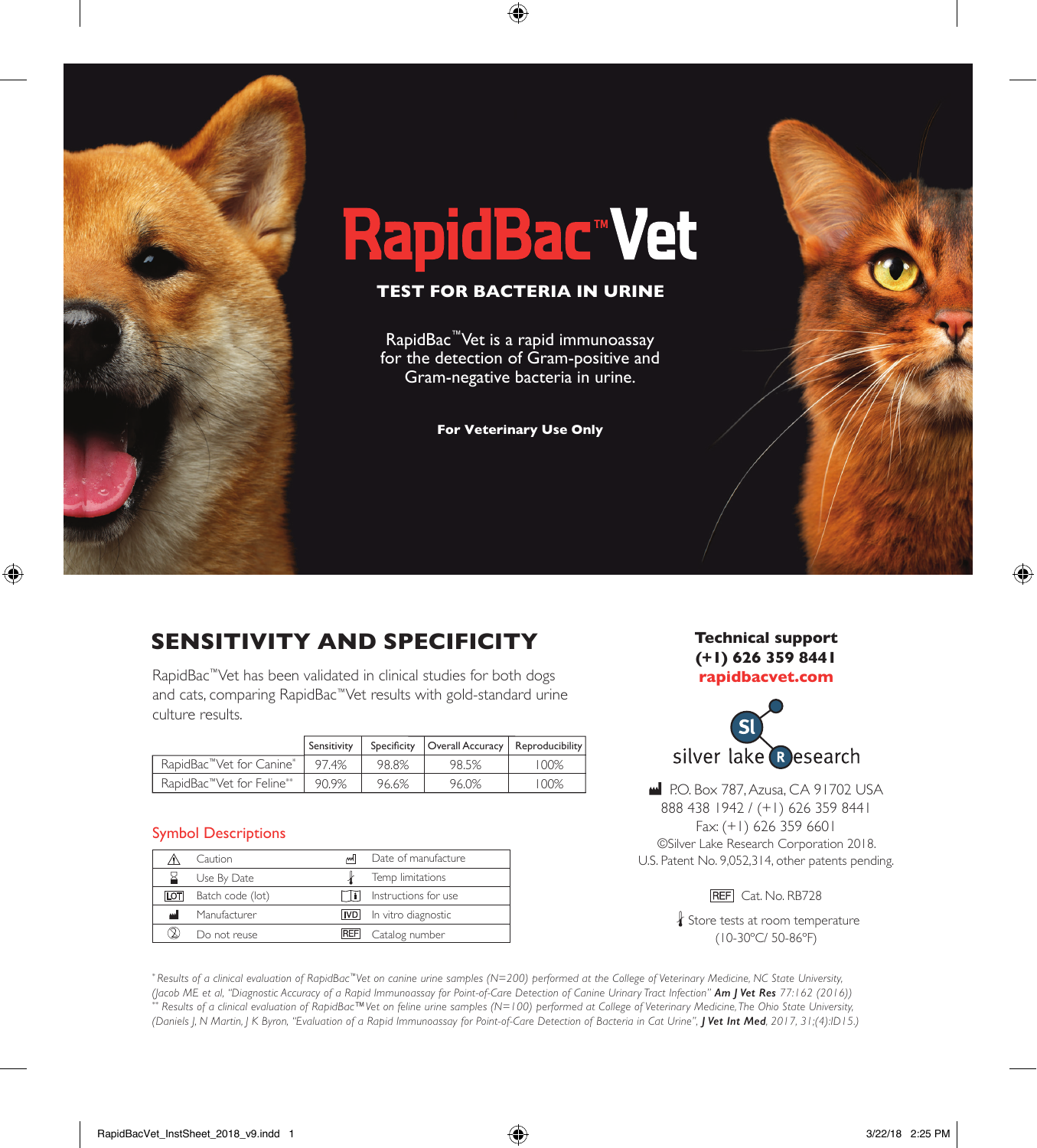# RapidBac™ Vet

## TEST FOR BACTERIA IN URINE

RapidBac™Vet is a rapid immunoassay for the detection of Gram-positive and Gram-negative bacteria in urine.

**For Veterinary Use Only**

## SENSITIVITY AND SPECIFICITY

RapidBac™Vet has been validated in clinical studies for both dogs and cats, comparing RapidBac™Vet results with gold-standard urine culture results.

| | Sensitivity | Specificity | Overall Accuracy | Reproducibility |
|---|---|---|---|---|
| RapidBac™Vet for Canine* | 97.4% | 98.8% | 98.5% | 100% |
| RapidBac™Vet for Feline** | 90.9% | 96.6% | 96.0% | 100% |

### Symbol Descriptions

| Symbol | Description | Symbol | Description |
|---|---|---|---|
| ⚠ | Caution | | Date of manufacture |
| ⌛ | Use By Date | | Temp limitations |
| LOT | Batch code (lot) | | Instructions for use |
| | Manufacturer | IVD | In vitro diagnostic |
| ② | Do not reuse | REF | Catalog number |

**Technical support**
**(+1) 626 359 8441**
**rapidbacvet.com**

silver lake Research

P.O. Box 787, Azusa, CA 91702 USA
888 438 1942 / (+1) 626 359 8441
Fax: (+1) 626 359 6601
©Silver Lake Research Corporation 2018.
U.S. Patent No. 9,052,314, other patents pending.

REF Cat. No. RB728

Store tests at room temperature (10-30°C/ 50-86°F)

*\* Results of a clinical evaluation of RapidBac™Vet on canine urine samples (N=200) performed at the College of Veterinary Medicine, NC State University, (Jacob ME et al, "Diagnostic Accuracy of a Rapid Immunoassay for Point-of-Care Detection of Canine Urinary Tract Infection" **Am J Vet Res** 77:162 (2016))*
*\*\* Results of a clinical evaluation of RapidBac™Vet on feline urine samples (N=100) performed at College of Veterinary Medicine, The Ohio State University, (Daniels J, N Martin, J K Byron, "Evaluation of a Rapid Immunoassay for Point-of-Care Detection of Bacteria in Cat Urine", **J Vet Int Med**, 2017, 31;(4):ID15.)*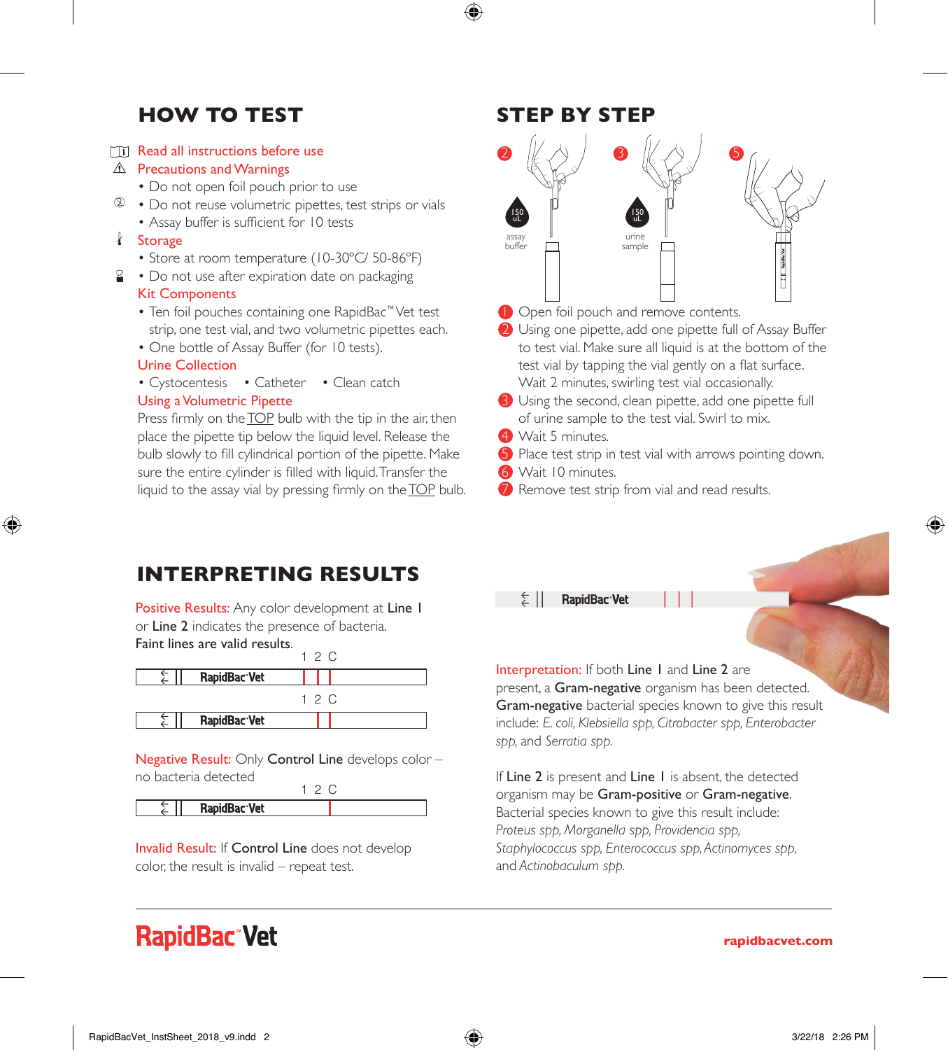## HOW TO TEST

Read all instructions before use

Precautions and Warnings

- Do not open foil pouch prior to use
- Do not reuse volumetric pipettes, test strips or vials
- Assay buffer is sufficient for 10 tests

Storage

- Store at room temperature (10-30°C/ 50-86°F)
- Do not use after expiration date on packaging

Kit Components

- Ten foil pouches containing one RapidBac™ Vet test strip, one test vial, and two volumetric pipettes each.
- One bottle of Assay Buffer (for 10 tests).

Urine Collection

- Cystocentesis
- Catheter
- Clean catch

Using a Volumetric Pipette

Press firmly on the TOP bulb with the tip in the air, then place the pipette tip below the liquid level. Release the bulb slowly to fill cylindrical portion of the pipette. Make sure the entire cylinder is filled with liquid. Transfer the liquid to the assay vial by pressing firmly on the TOP bulb.

## STEP BY STEP

150 uL assay buffer

150 uL urine sample

1. Open foil pouch and remove contents.
2. Using one pipette, add one pipette full of Assay Buffer to test vial. Make sure all liquid is at the bottom of the test vial by tapping the vial gently on a flat surface. Wait 2 minutes, swirling test vial occasionally.
3. Using the second, clean pipette, add one pipette full of urine sample to the test vial. Swirl to mix.
4. Wait 5 minutes.
5. Place test strip in test vial with arrows pointing down.
6. Wait 10 minutes.
7. Remove test strip from vial and read results.

## INTERPRETING RESULTS

**Positive Results:** Any color development at **Line 1** or **Line 2** indicates the presence of bacteria. Faint lines are valid results.

1 2 C

RapidBac Vet

1 2 C

RapidBac Vet

**Negative Result:** Only **Control Line** develops color – no bacteria detected

1 2 C

RapidBac Vet

**Invalid Result:** If **Control Line** does not develop color, the result is invalid – repeat test.

RapidBac Vet

**Interpretation:** If both **Line 1** and **Line 2** are present, a **Gram-negative** organism has been detected. **Gram-negative** bacterial species known to give this result include: *E. coli, Klebsiella spp, Citrobacter spp, Enterobacter spp,* and *Serratia spp.*

If **Line 2** is present and **Line 1** is absent, the detected organism may be **Gram-positive** or **Gram-negative**. Bacterial species known to give this result include: *Proteus spp, Morganella spp, Providencia spp, Staphylococcus spp, Enterococcus spp, Actinomyces spp,* and *Actinobaculum spp.*

RapidBac™ Vet

rapidbacvet.com